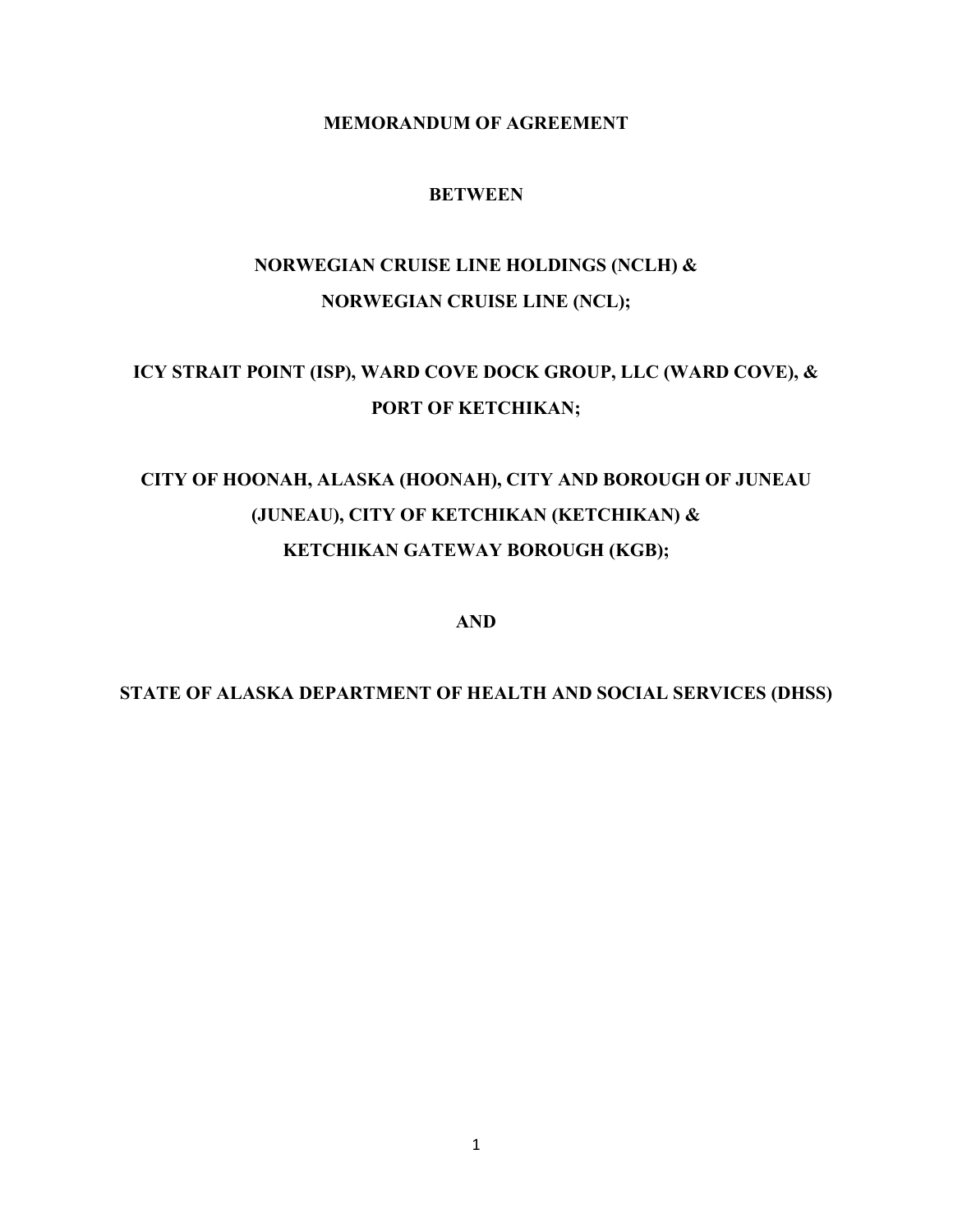**MEMORANDUM OF AGREEMENT**

**BETWEEN**

**NORWEGIAN CRUISE LINE HOLDINGS (NCLH) &**
**NORWEGIAN CRUISE LINE (NCL);**

**ICY STRAIT POINT (ISP), WARD COVE DOCK GROUP, LLC (WARD COVE), &**
**PORT OF KETCHIKAN;**

**CITY OF HOONAH, ALASKA (HOONAH), CITY AND BOROUGH OF JUNEAU**
**(JUNEAU), CITY OF KETCHIKAN (KETCHIKAN) &**
**KETCHIKAN GATEWAY BOROUGH (KGB);**

**AND**

**STATE OF ALASKA DEPARTMENT OF HEALTH AND SOCIAL SERVICES (DHSS)**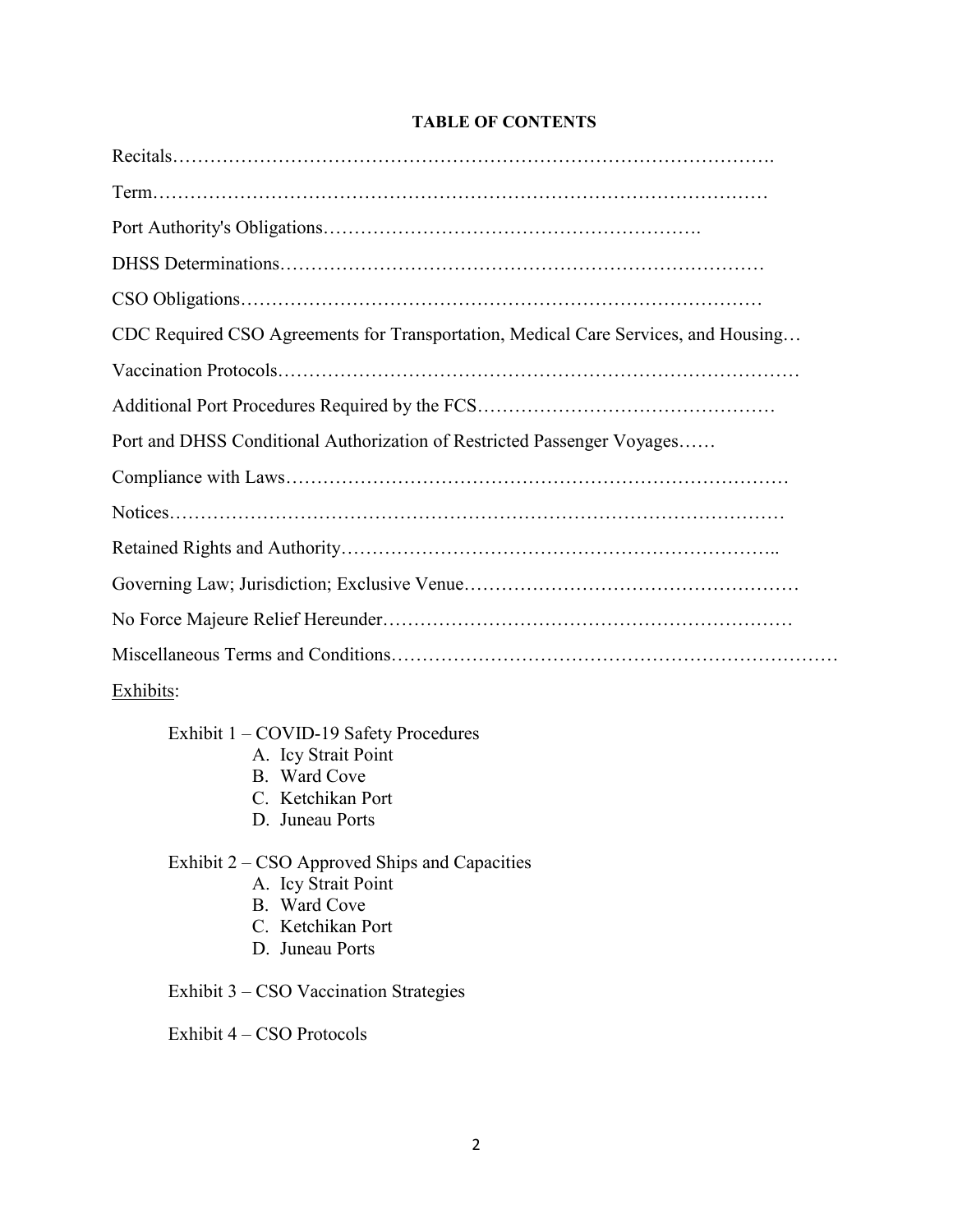**TABLE OF CONTENTS**

Recitals……………………………………………………………………………………….

Term……………………………………………………………………………………………

Port Authority's Obligations…………………………………………………….

DHSS Determinations…………………………………………………………………

CSO Obligations…………………………………………………………………………

CDC Required CSO Agreements for Transportation, Medical Care Services, and Housing…

Vaccination Protocols……………………………………………………………………

Additional Port Procedures Required by the FCS…………………………………………

Port and DHSS Conditional Authorization of Restricted Passenger Voyages……

Compliance with Laws……………………………………………………………………

Notices……………………………………………………………………………………

Retained Rights and Authority……………………………………………………………..

Governing Law; Jurisdiction; Exclusive Venue………………………………………………

No Force Majeure Relief Hereunder…………………………………………………………

Miscellaneous Terms and Conditions…………………………………………………………

Exhibits:

Exhibit 1 – COVID-19 Safety Procedures

A. Icy Strait Point
B. Ward Cove
C. Ketchikan Port
D. Juneau Ports

Exhibit 2 – CSO Approved Ships and Capacities

A. Icy Strait Point
B. Ward Cove
C. Ketchikan Port
D. Juneau Ports

Exhibit 3 – CSO Vaccination Strategies

Exhibit 4 – CSO Protocols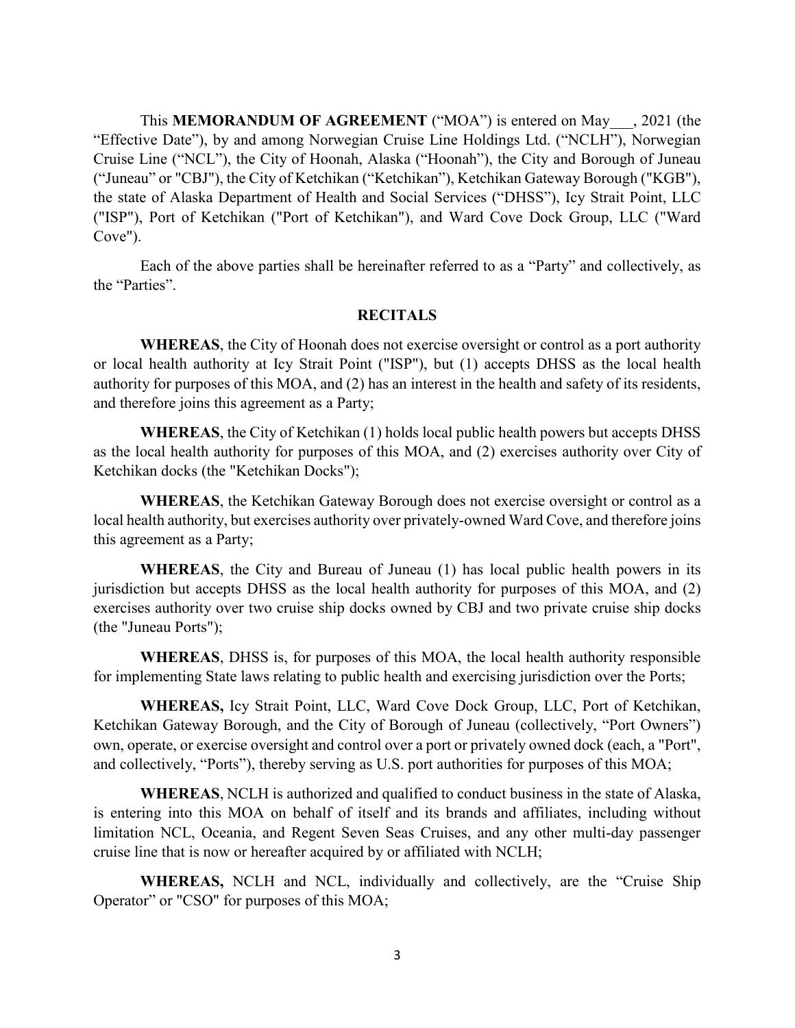This **MEMORANDUM OF AGREEMENT** ("MOA") is entered on May___, 2021 (the "Effective Date"), by and among Norwegian Cruise Line Holdings Ltd. ("NCLH"), Norwegian Cruise Line ("NCL"), the City of Hoonah, Alaska ("Hoonah"), the City and Borough of Juneau ("Juneau" or "CBJ"), the City of Ketchikan ("Ketchikan"), Ketchikan Gateway Borough ("KGB"), the state of Alaska Department of Health and Social Services ("DHSS"), Icy Strait Point, LLC ("ISP"), Port of Ketchikan ("Port of Ketchikan"), and Ward Cove Dock Group, LLC ("Ward Cove").

Each of the above parties shall be hereinafter referred to as a "Party" and collectively, as the "Parties".

## RECITALS

**WHEREAS**, the City of Hoonah does not exercise oversight or control as a port authority or local health authority at Icy Strait Point ("ISP"), but (1) accepts DHSS as the local health authority for purposes of this MOA, and (2) has an interest in the health and safety of its residents, and therefore joins this agreement as a Party;

**WHEREAS**, the City of Ketchikan (1) holds local public health powers but accepts DHSS as the local health authority for purposes of this MOA, and (2) exercises authority over City of Ketchikan docks (the "Ketchikan Docks");

**WHEREAS**, the Ketchikan Gateway Borough does not exercise oversight or control as a local health authority, but exercises authority over privately-owned Ward Cove, and therefore joins this agreement as a Party;

**WHEREAS**, the City and Bureau of Juneau (1) has local public health powers in its jurisdiction but accepts DHSS as the local health authority for purposes of this MOA, and (2) exercises authority over two cruise ship docks owned by CBJ and two private cruise ship docks (the "Juneau Ports");

**WHEREAS**, DHSS is, for purposes of this MOA, the local health authority responsible for implementing State laws relating to public health and exercising jurisdiction over the Ports;

**WHEREAS,** Icy Strait Point, LLC, Ward Cove Dock Group, LLC, Port of Ketchikan, Ketchikan Gateway Borough, and the City of Borough of Juneau (collectively, "Port Owners") own, operate, or exercise oversight and control over a port or privately owned dock (each, a "Port", and collectively, "Ports"), thereby serving as U.S. port authorities for purposes of this MOA;

**WHEREAS**, NCLH is authorized and qualified to conduct business in the state of Alaska, is entering into this MOA on behalf of itself and its brands and affiliates, including without limitation NCL, Oceania, and Regent Seven Seas Cruises, and any other multi-day passenger cruise line that is now or hereafter acquired by or affiliated with NCLH;

**WHEREAS,** NCLH and NCL, individually and collectively, are the "Cruise Ship Operator" or "CSO" for purposes of this MOA;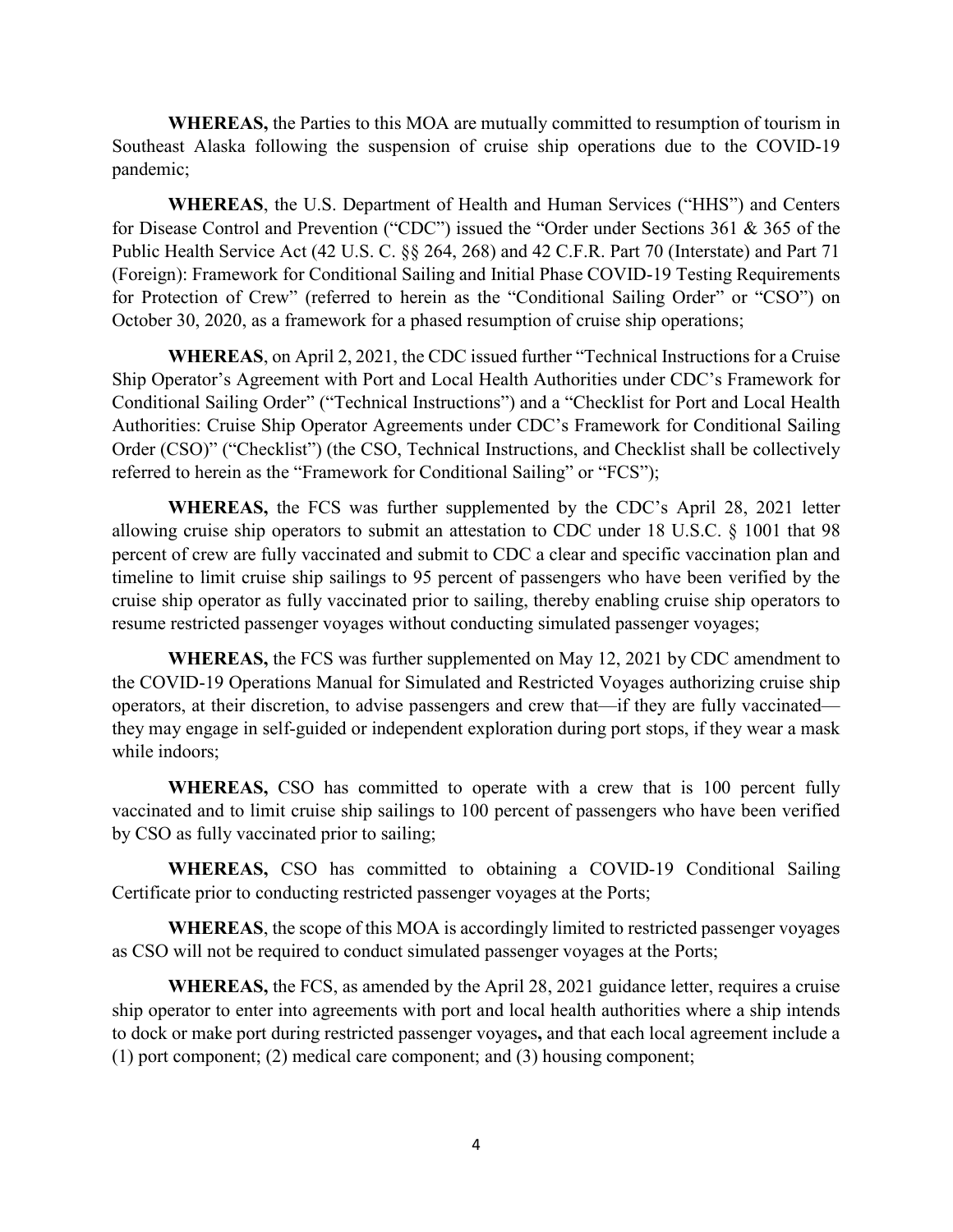**WHEREAS,** the Parties to this MOA are mutually committed to resumption of tourism in Southeast Alaska following the suspension of cruise ship operations due to the COVID-19 pandemic;

**WHEREAS**, the U.S. Department of Health and Human Services ("HHS") and Centers for Disease Control and Prevention ("CDC") issued the "Order under Sections 361 & 365 of the Public Health Service Act (42 U.S. C. §§ 264, 268) and 42 C.F.R. Part 70 (Interstate) and Part 71 (Foreign): Framework for Conditional Sailing and Initial Phase COVID-19 Testing Requirements for Protection of Crew" (referred to herein as the "Conditional Sailing Order" or "CSO") on October 30, 2020, as a framework for a phased resumption of cruise ship operations;

**WHEREAS**, on April 2, 2021, the CDC issued further "Technical Instructions for a Cruise Ship Operator's Agreement with Port and Local Health Authorities under CDC's Framework for Conditional Sailing Order" ("Technical Instructions") and a "Checklist for Port and Local Health Authorities: Cruise Ship Operator Agreements under CDC's Framework for Conditional Sailing Order (CSO)" ("Checklist") (the CSO, Technical Instructions, and Checklist shall be collectively referred to herein as the "Framework for Conditional Sailing" or "FCS");

**WHEREAS,** the FCS was further supplemented by the CDC's April 28, 2021 letter allowing cruise ship operators to submit an attestation to CDC under 18 U.S.C. § 1001 that 98 percent of crew are fully vaccinated and submit to CDC a clear and specific vaccination plan and timeline to limit cruise ship sailings to 95 percent of passengers who have been verified by the cruise ship operator as fully vaccinated prior to sailing, thereby enabling cruise ship operators to resume restricted passenger voyages without conducting simulated passenger voyages;

**WHEREAS,** the FCS was further supplemented on May 12, 2021 by CDC amendment to the COVID-19 Operations Manual for Simulated and Restricted Voyages authorizing cruise ship operators, at their discretion, to advise passengers and crew that—if they are fully vaccinated—they may engage in self-guided or independent exploration during port stops, if they wear a mask while indoors;

**WHEREAS,** CSO has committed to operate with a crew that is 100 percent fully vaccinated and to limit cruise ship sailings to 100 percent of passengers who have been verified by CSO as fully vaccinated prior to sailing;

**WHEREAS,** CSO has committed to obtaining a COVID-19 Conditional Sailing Certificate prior to conducting restricted passenger voyages at the Ports;

**WHEREAS**, the scope of this MOA is accordingly limited to restricted passenger voyages as CSO will not be required to conduct simulated passenger voyages at the Ports;

**WHEREAS,** the FCS, as amended by the April 28, 2021 guidance letter, requires a cruise ship operator to enter into agreements with port and local health authorities where a ship intends to dock or make port during restricted passenger voyages**,** and that each local agreement include a (1) port component; (2) medical care component; and (3) housing component;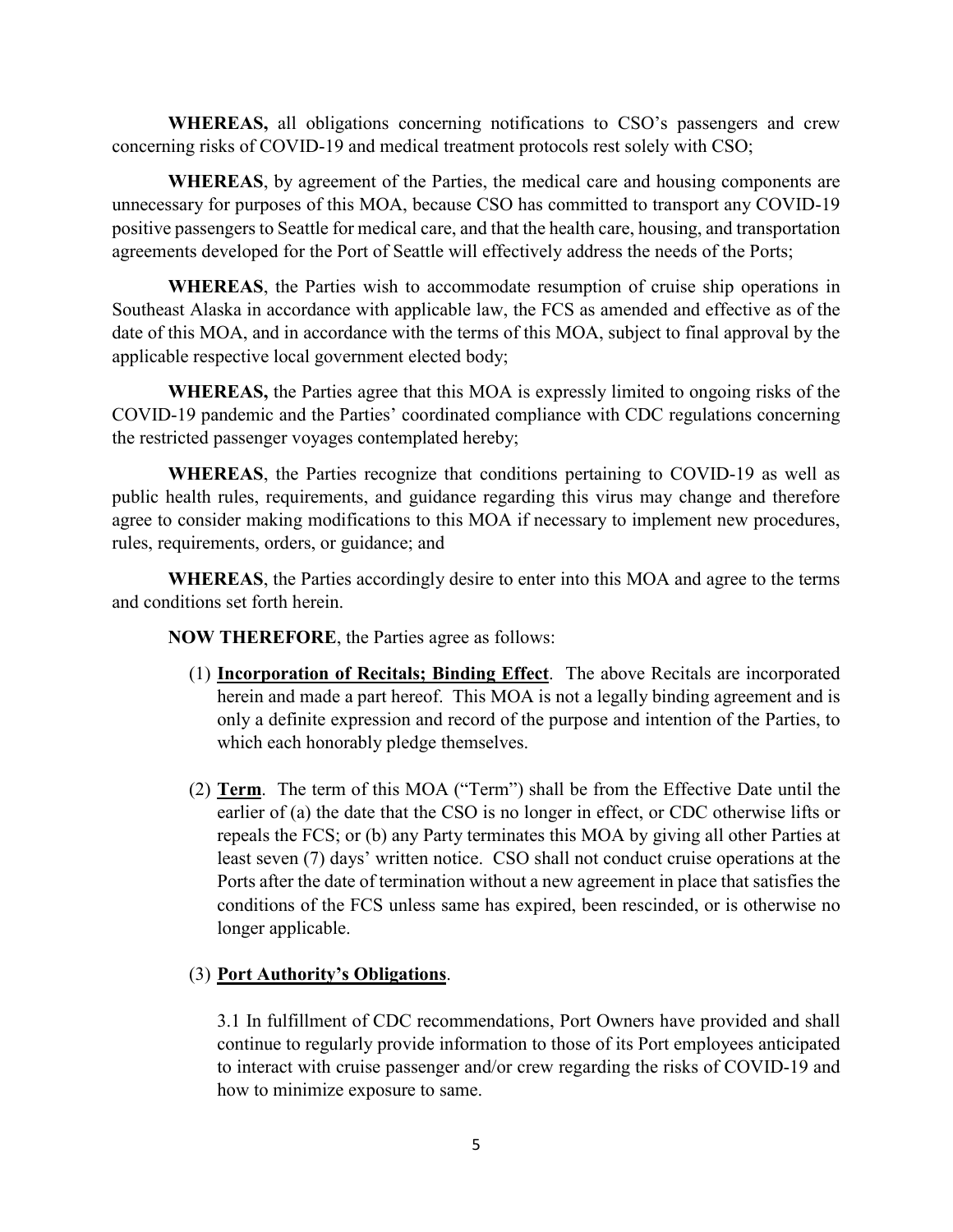**WHEREAS,** all obligations concerning notifications to CSO's passengers and crew concerning risks of COVID-19 and medical treatment protocols rest solely with CSO;

**WHEREAS**, by agreement of the Parties, the medical care and housing components are unnecessary for purposes of this MOA, because CSO has committed to transport any COVID-19 positive passengers to Seattle for medical care, and that the health care, housing, and transportation agreements developed for the Port of Seattle will effectively address the needs of the Ports;

**WHEREAS**, the Parties wish to accommodate resumption of cruise ship operations in Southeast Alaska in accordance with applicable law, the FCS as amended and effective as of the date of this MOA, and in accordance with the terms of this MOA, subject to final approval by the applicable respective local government elected body;

**WHEREAS,** the Parties agree that this MOA is expressly limited to ongoing risks of the COVID-19 pandemic and the Parties' coordinated compliance with CDC regulations concerning the restricted passenger voyages contemplated hereby;

**WHEREAS**, the Parties recognize that conditions pertaining to COVID-19 as well as public health rules, requirements, and guidance regarding this virus may change and therefore agree to consider making modifications to this MOA if necessary to implement new procedures, rules, requirements, orders, or guidance; and

**WHEREAS**, the Parties accordingly desire to enter into this MOA and agree to the terms and conditions set forth herein.

**NOW THEREFORE**, the Parties agree as follows:

(1) **Incorporation of Recitals; Binding Effect**. The above Recitals are incorporated herein and made a part hereof. This MOA is not a legally binding agreement and is only a definite expression and record of the purpose and intention of the Parties, to which each honorably pledge themselves.

(2) **Term**. The term of this MOA ("Term") shall be from the Effective Date until the earlier of (a) the date that the CSO is no longer in effect, or CDC otherwise lifts or repeals the FCS; or (b) any Party terminates this MOA by giving all other Parties at least seven (7) days' written notice. CSO shall not conduct cruise operations at the Ports after the date of termination without a new agreement in place that satisfies the conditions of the FCS unless same has expired, been rescinded, or is otherwise no longer applicable.

(3) **Port Authority's Obligations**.

3.1 In fulfillment of CDC recommendations, Port Owners have provided and shall continue to regularly provide information to those of its Port employees anticipated to interact with cruise passenger and/or crew regarding the risks of COVID-19 and how to minimize exposure to same.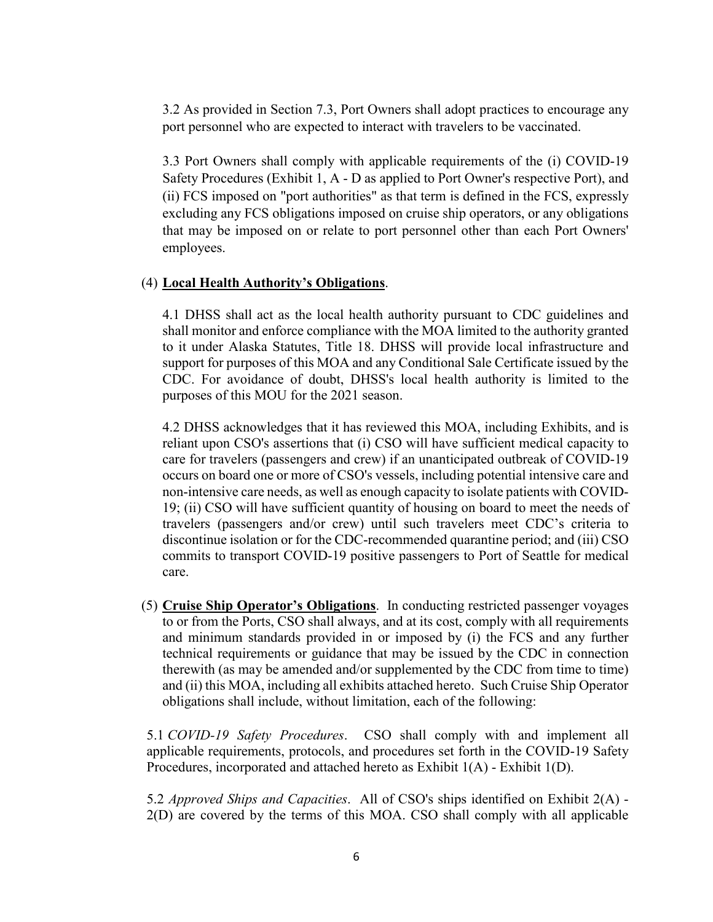3.2 As provided in Section 7.3, Port Owners shall adopt practices to encourage any port personnel who are expected to interact with travelers to be vaccinated.

3.3 Port Owners shall comply with applicable requirements of the (i) COVID-19 Safety Procedures (Exhibit 1, A - D as applied to Port Owner's respective Port), and (ii) FCS imposed on "port authorities" as that term is defined in the FCS, expressly excluding any FCS obligations imposed on cruise ship operators, or any obligations that may be imposed on or relate to port personnel other than each Port Owners' employees.

(4) **Local Health Authority's Obligations**.

4.1 DHSS shall act as the local health authority pursuant to CDC guidelines and shall monitor and enforce compliance with the MOA limited to the authority granted to it under Alaska Statutes, Title 18. DHSS will provide local infrastructure and support for purposes of this MOA and any Conditional Sale Certificate issued by the CDC. For avoidance of doubt, DHSS's local health authority is limited to the purposes of this MOU for the 2021 season.

4.2 DHSS acknowledges that it has reviewed this MOA, including Exhibits, and is reliant upon CSO's assertions that (i) CSO will have sufficient medical capacity to care for travelers (passengers and crew) if an unanticipated outbreak of COVID-19 occurs on board one or more of CSO's vessels, including potential intensive care and non-intensive care needs, as well as enough capacity to isolate patients with COVID-19; (ii) CSO will have sufficient quantity of housing on board to meet the needs of travelers (passengers and/or crew) until such travelers meet CDC's criteria to discontinue isolation or for the CDC-recommended quarantine period; and (iii) CSO commits to transport COVID-19 positive passengers to Port of Seattle for medical care.

(5) **Cruise Ship Operator's Obligations**. In conducting restricted passenger voyages to or from the Ports, CSO shall always, and at its cost, comply with all requirements and minimum standards provided in or imposed by (i) the FCS and any further technical requirements or guidance that may be issued by the CDC in connection therewith (as may be amended and/or supplemented by the CDC from time to time) and (ii) this MOA, including all exhibits attached hereto. Such Cruise Ship Operator obligations shall include, without limitation, each of the following:

5.1 *COVID-19 Safety Procedures*. CSO shall comply with and implement all applicable requirements, protocols, and procedures set forth in the COVID-19 Safety Procedures, incorporated and attached hereto as Exhibit 1(A) - Exhibit 1(D).

5.2 *Approved Ships and Capacities*. All of CSO's ships identified on Exhibit 2(A) - 2(D) are covered by the terms of this MOA. CSO shall comply with all applicable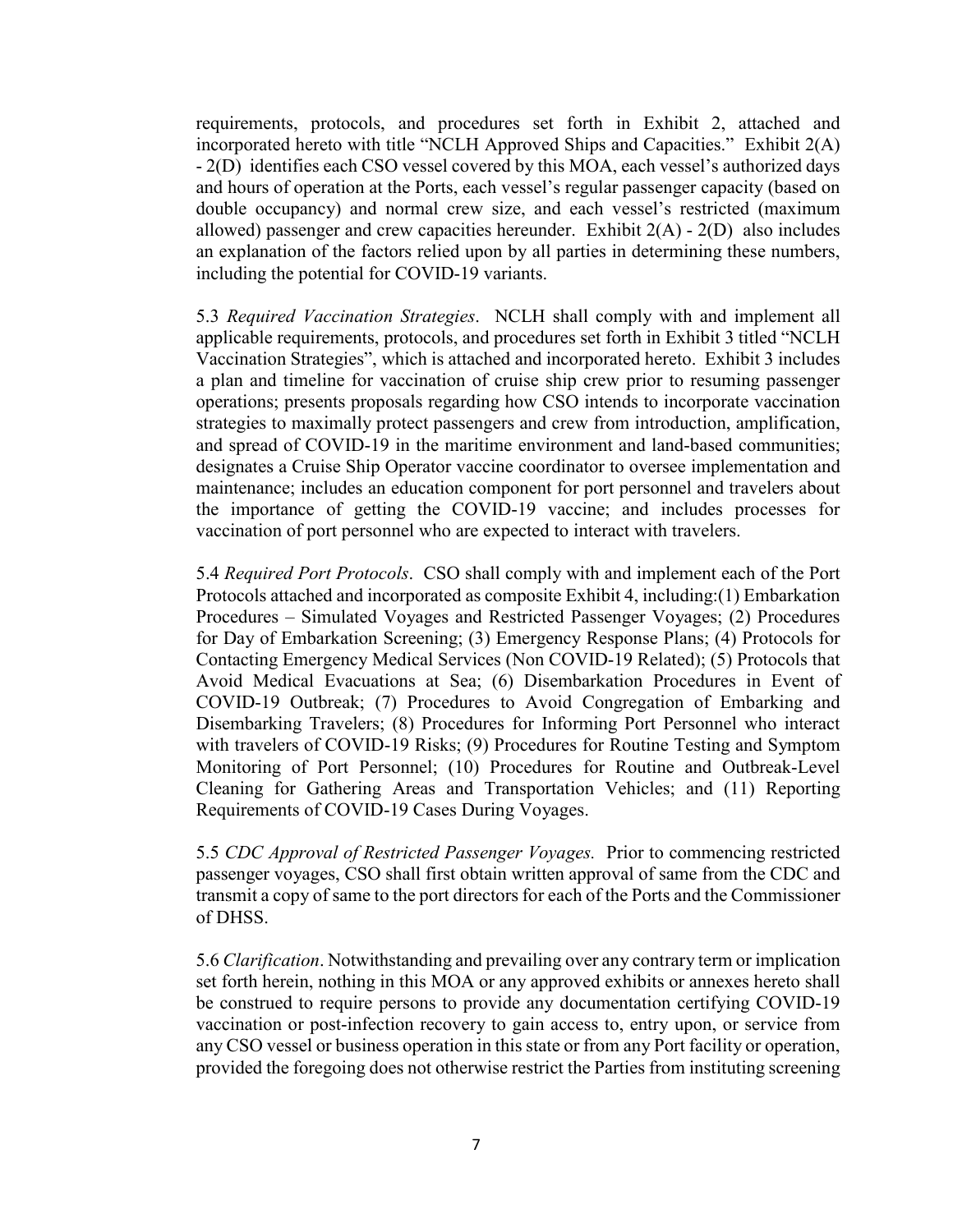requirements, protocols, and procedures set forth in Exhibit 2, attached and incorporated hereto with title "NCLH Approved Ships and Capacities." Exhibit 2(A) - 2(D) identifies each CSO vessel covered by this MOA, each vessel's authorized days and hours of operation at the Ports, each vessel's regular passenger capacity (based on double occupancy) and normal crew size, and each vessel's restricted (maximum allowed) passenger and crew capacities hereunder. Exhibit 2(A) - 2(D) also includes an explanation of the factors relied upon by all parties in determining these numbers, including the potential for COVID-19 variants.

5.3 *Required Vaccination Strategies*. NCLH shall comply with and implement all applicable requirements, protocols, and procedures set forth in Exhibit 3 titled "NCLH Vaccination Strategies", which is attached and incorporated hereto. Exhibit 3 includes a plan and timeline for vaccination of cruise ship crew prior to resuming passenger operations; presents proposals regarding how CSO intends to incorporate vaccination strategies to maximally protect passengers and crew from introduction, amplification, and spread of COVID-19 in the maritime environment and land-based communities; designates a Cruise Ship Operator vaccine coordinator to oversee implementation and maintenance; includes an education component for port personnel and travelers about the importance of getting the COVID-19 vaccine; and includes processes for vaccination of port personnel who are expected to interact with travelers.

5.4 *Required Port Protocols*. CSO shall comply with and implement each of the Port Protocols attached and incorporated as composite Exhibit 4, including:(1) Embarkation Procedures – Simulated Voyages and Restricted Passenger Voyages; (2) Procedures for Day of Embarkation Screening; (3) Emergency Response Plans; (4) Protocols for Contacting Emergency Medical Services (Non COVID-19 Related); (5) Protocols that Avoid Medical Evacuations at Sea; (6) Disembarkation Procedures in Event of COVID-19 Outbreak; (7) Procedures to Avoid Congregation of Embarking and Disembarking Travelers; (8) Procedures for Informing Port Personnel who interact with travelers of COVID-19 Risks; (9) Procedures for Routine Testing and Symptom Monitoring of Port Personnel; (10) Procedures for Routine and Outbreak-Level Cleaning for Gathering Areas and Transportation Vehicles; and (11) Reporting Requirements of COVID-19 Cases During Voyages.

5.5 *CDC Approval of Restricted Passenger Voyages.* Prior to commencing restricted passenger voyages, CSO shall first obtain written approval of same from the CDC and transmit a copy of same to the port directors for each of the Ports and the Commissioner of DHSS.

5.6 *Clarification*. Notwithstanding and prevailing over any contrary term or implication set forth herein, nothing in this MOA or any approved exhibits or annexes hereto shall be construed to require persons to provide any documentation certifying COVID-19 vaccination or post-infection recovery to gain access to, entry upon, or service from any CSO vessel or business operation in this state or from any Port facility or operation, provided the foregoing does not otherwise restrict the Parties from instituting screening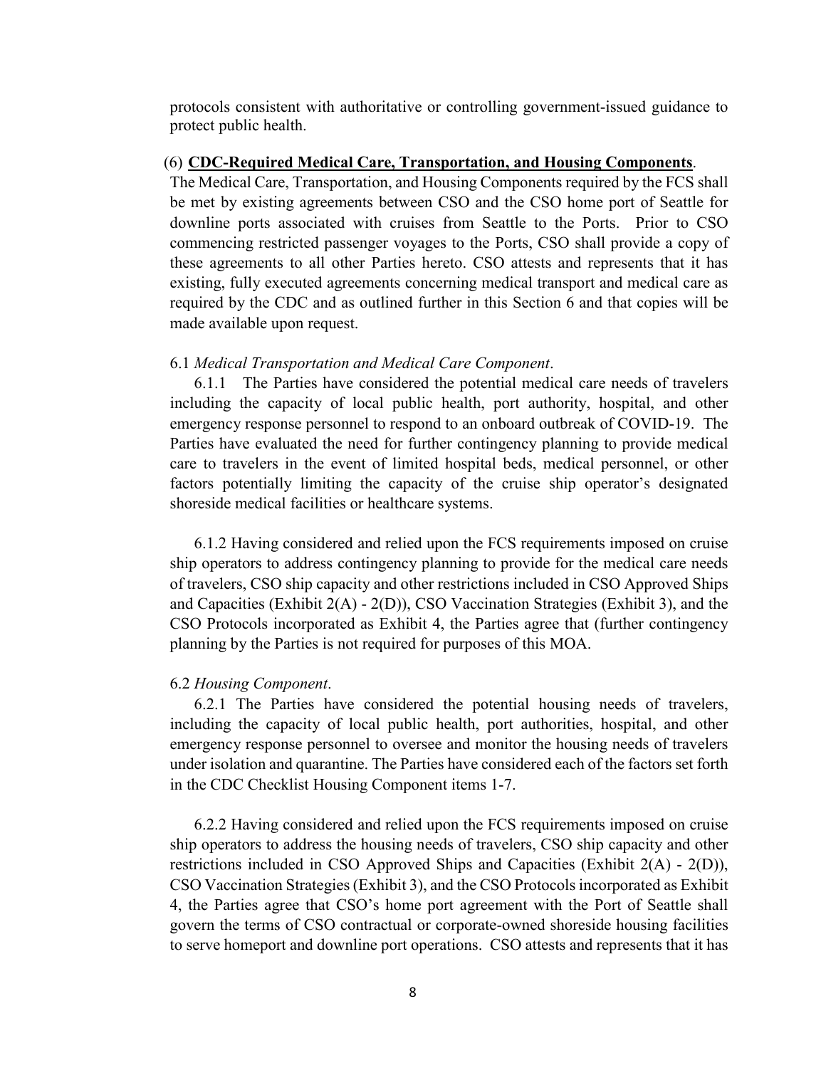protocols consistent with authoritative or controlling government-issued guidance to protect public health.

(6) **CDC-Required Medical Care, Transportation, and Housing Components**. The Medical Care, Transportation, and Housing Components required by the FCS shall be met by existing agreements between CSO and the CSO home port of Seattle for downline ports associated with cruises from Seattle to the Ports. Prior to CSO commencing restricted passenger voyages to the Ports, CSO shall provide a copy of these agreements to all other Parties hereto. CSO attests and represents that it has existing, fully executed agreements concerning medical transport and medical care as required by the CDC and as outlined further in this Section 6 and that copies will be made available upon request.

6.1 *Medical Transportation and Medical Care Component*.

6.1.1 The Parties have considered the potential medical care needs of travelers including the capacity of local public health, port authority, hospital, and other emergency response personnel to respond to an onboard outbreak of COVID-19. The Parties have evaluated the need for further contingency planning to provide medical care to travelers in the event of limited hospital beds, medical personnel, or other factors potentially limiting the capacity of the cruise ship operator's designated shoreside medical facilities or healthcare systems.

6.1.2 Having considered and relied upon the FCS requirements imposed on cruise ship operators to address contingency planning to provide for the medical care needs of travelers, CSO ship capacity and other restrictions included in CSO Approved Ships and Capacities (Exhibit 2(A) - 2(D)), CSO Vaccination Strategies (Exhibit 3), and the CSO Protocols incorporated as Exhibit 4, the Parties agree that (further contingency planning by the Parties is not required for purposes of this MOA.

6.2 *Housing Component*.

6.2.1 The Parties have considered the potential housing needs of travelers, including the capacity of local public health, port authorities, hospital, and other emergency response personnel to oversee and monitor the housing needs of travelers under isolation and quarantine. The Parties have considered each of the factors set forth in the CDC Checklist Housing Component items 1-7.

6.2.2 Having considered and relied upon the FCS requirements imposed on cruise ship operators to address the housing needs of travelers, CSO ship capacity and other restrictions included in CSO Approved Ships and Capacities (Exhibit 2(A) - 2(D)), CSO Vaccination Strategies (Exhibit 3), and the CSO Protocols incorporated as Exhibit 4, the Parties agree that CSO's home port agreement with the Port of Seattle shall govern the terms of CSO contractual or corporate-owned shoreside housing facilities to serve homeport and downline port operations. CSO attests and represents that it has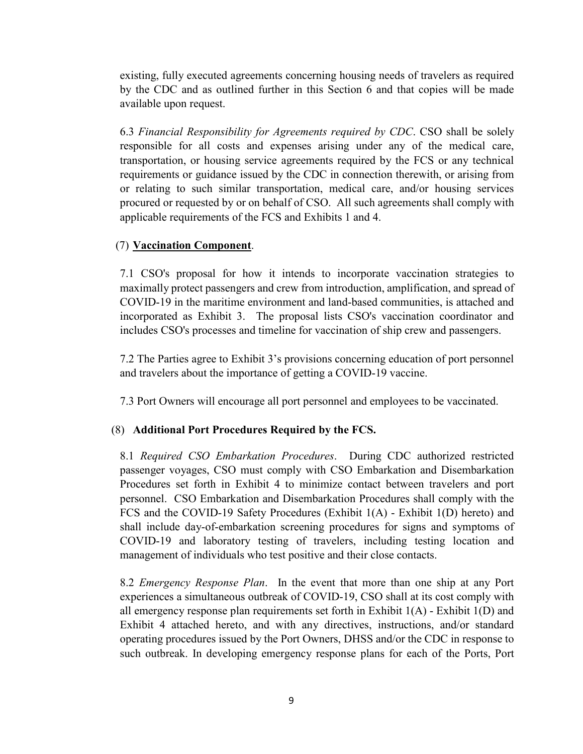existing, fully executed agreements concerning housing needs of travelers as required by the CDC and as outlined further in this Section 6 and that copies will be made available upon request.

6.3 *Financial Responsibility for Agreements required by CDC*. CSO shall be solely responsible for all costs and expenses arising under any of the medical care, transportation, or housing service agreements required by the FCS or any technical requirements or guidance issued by the CDC in connection therewith, or arising from or relating to such similar transportation, medical care, and/or housing services procured or requested by or on behalf of CSO. All such agreements shall comply with applicable requirements of the FCS and Exhibits 1 and 4.

(7) **Vaccination Component**.

7.1 CSO's proposal for how it intends to incorporate vaccination strategies to maximally protect passengers and crew from introduction, amplification, and spread of COVID-19 in the maritime environment and land-based communities, is attached and incorporated as Exhibit 3. The proposal lists CSO's vaccination coordinator and includes CSO's processes and timeline for vaccination of ship crew and passengers.

7.2 The Parties agree to Exhibit 3's provisions concerning education of port personnel and travelers about the importance of getting a COVID-19 vaccine.

7.3 Port Owners will encourage all port personnel and employees to be vaccinated.

(8) **Additional Port Procedures Required by the FCS.**

8.1 *Required CSO Embarkation Procedures*. During CDC authorized restricted passenger voyages, CSO must comply with CSO Embarkation and Disembarkation Procedures set forth in Exhibit 4 to minimize contact between travelers and port personnel. CSO Embarkation and Disembarkation Procedures shall comply with the FCS and the COVID-19 Safety Procedures (Exhibit 1(A) - Exhibit 1(D) hereto) and shall include day-of-embarkation screening procedures for signs and symptoms of COVID-19 and laboratory testing of travelers, including testing location and management of individuals who test positive and their close contacts.

8.2 *Emergency Response Plan*. In the event that more than one ship at any Port experiences a simultaneous outbreak of COVID-19, CSO shall at its cost comply with all emergency response plan requirements set forth in Exhibit 1(A) - Exhibit 1(D) and Exhibit 4 attached hereto, and with any directives, instructions, and/or standard operating procedures issued by the Port Owners, DHSS and/or the CDC in response to such outbreak. In developing emergency response plans for each of the Ports, Port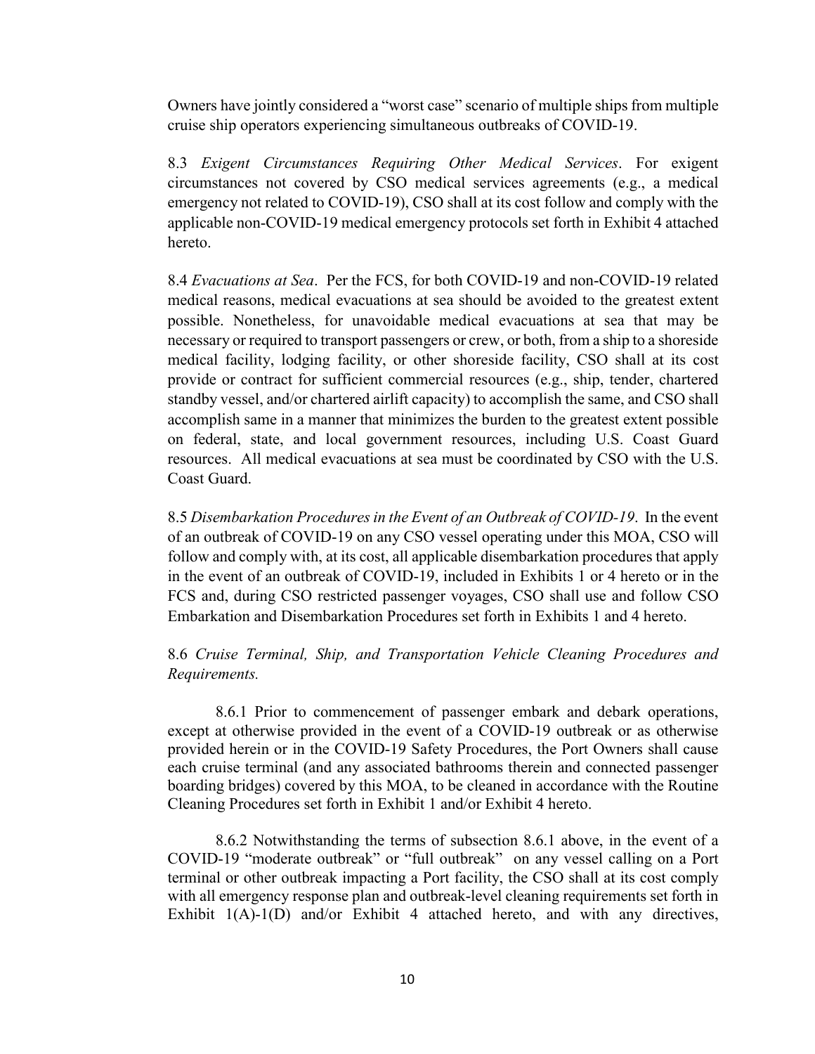Owners have jointly considered a "worst case" scenario of multiple ships from multiple cruise ship operators experiencing simultaneous outbreaks of COVID-19.

8.3 *Exigent Circumstances Requiring Other Medical Services*. For exigent circumstances not covered by CSO medical services agreements (e.g., a medical emergency not related to COVID-19), CSO shall at its cost follow and comply with the applicable non-COVID-19 medical emergency protocols set forth in Exhibit 4 attached hereto.

8.4 *Evacuations at Sea*. Per the FCS, for both COVID-19 and non-COVID-19 related medical reasons, medical evacuations at sea should be avoided to the greatest extent possible. Nonetheless, for unavoidable medical evacuations at sea that may be necessary or required to transport passengers or crew, or both, from a ship to a shoreside medical facility, lodging facility, or other shoreside facility, CSO shall at its cost provide or contract for sufficient commercial resources (e.g., ship, tender, chartered standby vessel, and/or chartered airlift capacity) to accomplish the same, and CSO shall accomplish same in a manner that minimizes the burden to the greatest extent possible on federal, state, and local government resources, including U.S. Coast Guard resources. All medical evacuations at sea must be coordinated by CSO with the U.S. Coast Guard.

8.5 *Disembarkation Procedures in the Event of an Outbreak of COVID-19*. In the event of an outbreak of COVID-19 on any CSO vessel operating under this MOA, CSO will follow and comply with, at its cost, all applicable disembarkation procedures that apply in the event of an outbreak of COVID-19, included in Exhibits 1 or 4 hereto or in the FCS and, during CSO restricted passenger voyages, CSO shall use and follow CSO Embarkation and Disembarkation Procedures set forth in Exhibits 1 and 4 hereto.

8.6 *Cruise Terminal, Ship, and Transportation Vehicle Cleaning Procedures and Requirements.*

8.6.1 Prior to commencement of passenger embark and debark operations, except at otherwise provided in the event of a COVID-19 outbreak or as otherwise provided herein or in the COVID-19 Safety Procedures, the Port Owners shall cause each cruise terminal (and any associated bathrooms therein and connected passenger boarding bridges) covered by this MOA, to be cleaned in accordance with the Routine Cleaning Procedures set forth in Exhibit 1 and/or Exhibit 4 hereto.

8.6.2 Notwithstanding the terms of subsection 8.6.1 above, in the event of a COVID-19 "moderate outbreak" or "full outbreak" on any vessel calling on a Port terminal or other outbreak impacting a Port facility, the CSO shall at its cost comply with all emergency response plan and outbreak-level cleaning requirements set forth in Exhibit 1(A)-1(D) and/or Exhibit 4 attached hereto, and with any directives,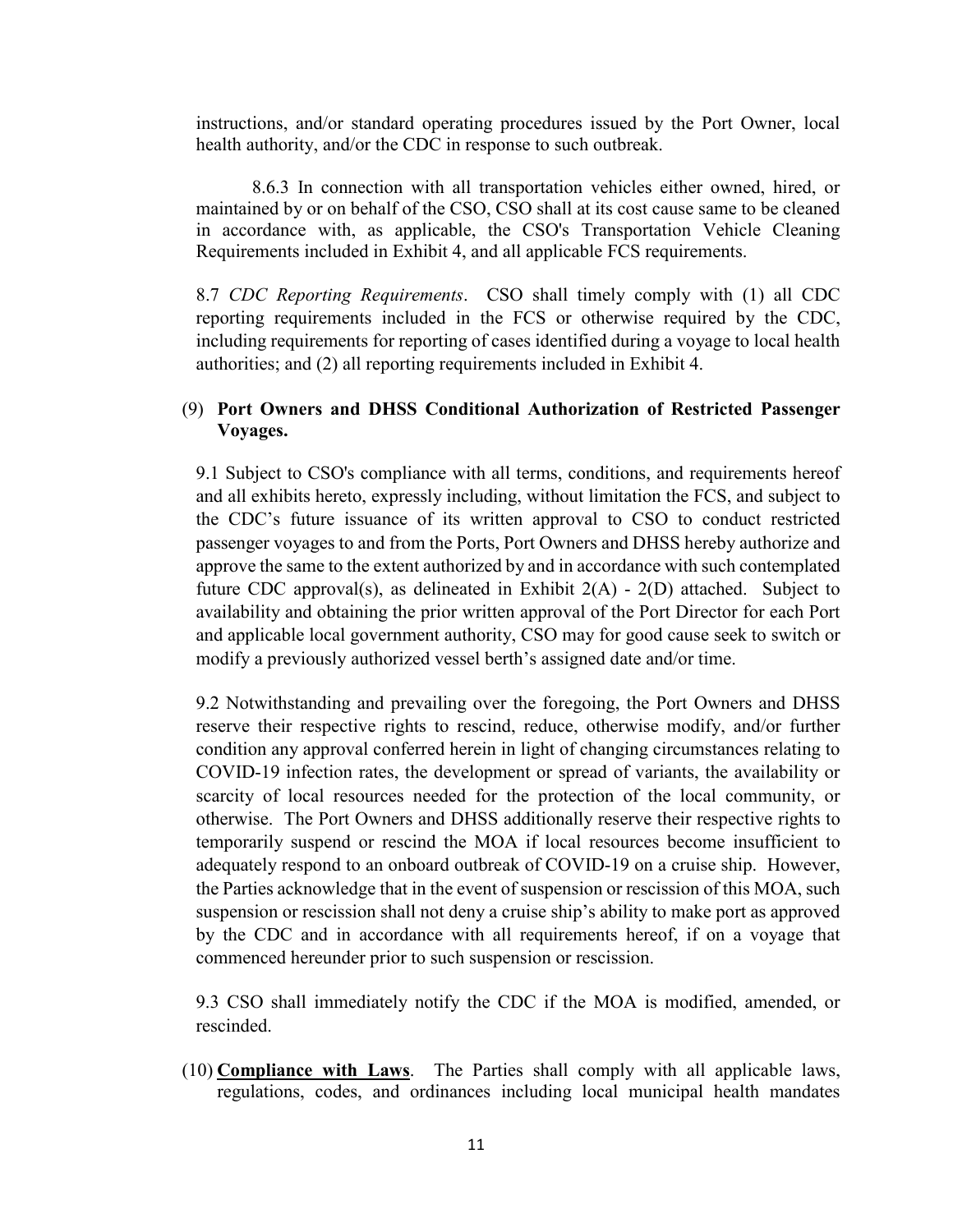instructions, and/or standard operating procedures issued by the Port Owner, local health authority, and/or the CDC in response to such outbreak.

8.6.3 In connection with all transportation vehicles either owned, hired, or maintained by or on behalf of the CSO, CSO shall at its cost cause same to be cleaned in accordance with, as applicable, the CSO's Transportation Vehicle Cleaning Requirements included in Exhibit 4, and all applicable FCS requirements.

8.7 *CDC Reporting Requirements*. CSO shall timely comply with (1) all CDC reporting requirements included in the FCS or otherwise required by the CDC, including requirements for reporting of cases identified during a voyage to local health authorities; and (2) all reporting requirements included in Exhibit 4.

(9) **Port Owners and DHSS Conditional Authorization of Restricted Passenger Voyages.**

9.1 Subject to CSO's compliance with all terms, conditions, and requirements hereof and all exhibits hereto, expressly including, without limitation the FCS, and subject to the CDC's future issuance of its written approval to CSO to conduct restricted passenger voyages to and from the Ports, Port Owners and DHSS hereby authorize and approve the same to the extent authorized by and in accordance with such contemplated future CDC approval(s), as delineated in Exhibit 2(A) - 2(D) attached. Subject to availability and obtaining the prior written approval of the Port Director for each Port and applicable local government authority, CSO may for good cause seek to switch or modify a previously authorized vessel berth's assigned date and/or time.

9.2 Notwithstanding and prevailing over the foregoing, the Port Owners and DHSS reserve their respective rights to rescind, reduce, otherwise modify, and/or further condition any approval conferred herein in light of changing circumstances relating to COVID-19 infection rates, the development or spread of variants, the availability or scarcity of local resources needed for the protection of the local community, or otherwise. The Port Owners and DHSS additionally reserve their respective rights to temporarily suspend or rescind the MOA if local resources become insufficient to adequately respond to an onboard outbreak of COVID-19 on a cruise ship. However, the Parties acknowledge that in the event of suspension or rescission of this MOA, such suspension or rescission shall not deny a cruise ship's ability to make port as approved by the CDC and in accordance with all requirements hereof, if on a voyage that commenced hereunder prior to such suspension or rescission.

9.3 CSO shall immediately notify the CDC if the MOA is modified, amended, or rescinded.

(10) **<u>Compliance with Laws</u>**. The Parties shall comply with all applicable laws, regulations, codes, and ordinances including local municipal health mandates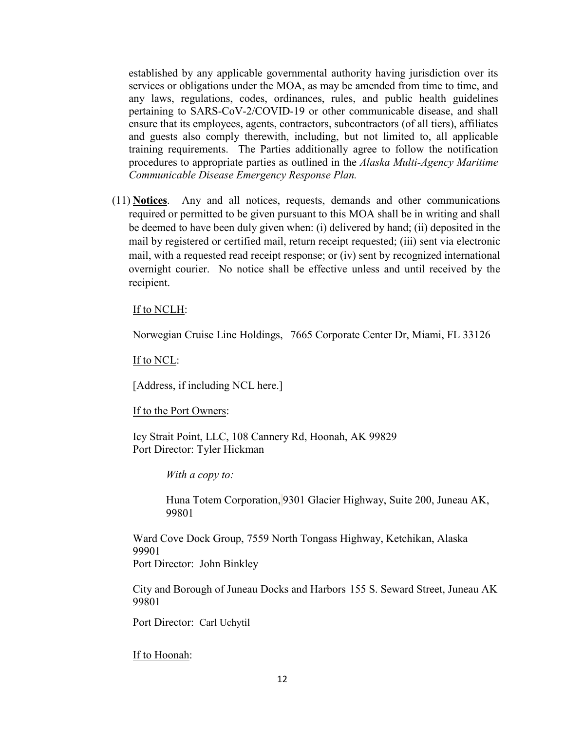established by any applicable governmental authority having jurisdiction over its services or obligations under the MOA, as may be amended from time to time, and any laws, regulations, codes, ordinances, rules, and public health guidelines pertaining to SARS-CoV-2/COVID-19 or other communicable disease, and shall ensure that its employees, agents, contractors, subcontractors (of all tiers), affiliates and guests also comply therewith, including, but not limited to, all applicable training requirements. The Parties additionally agree to follow the notification procedures to appropriate parties as outlined in the *Alaska Multi-Agency Maritime Communicable Disease Emergency Response Plan.*

(11) **Notices**. Any and all notices, requests, demands and other communications required or permitted to be given pursuant to this MOA shall be in writing and shall be deemed to have been duly given when: (i) delivered by hand; (ii) deposited in the mail by registered or certified mail, return receipt requested; (iii) sent via electronic mail, with a requested read receipt response; or (iv) sent by recognized international overnight courier. No notice shall be effective unless and until received by the recipient.

If to NCLH:

Norwegian Cruise Line Holdings, 7665 Corporate Center Dr, Miami, FL 33126

If to NCL:

[Address, if including NCL here.]

If to the Port Owners:

Icy Strait Point, LLC, 108 Cannery Rd, Hoonah, AK 99829
Port Director: Tyler Hickman

*With a copy to:*

Huna Totem Corporation, 9301 Glacier Highway, Suite 200, Juneau AK, 99801

Ward Cove Dock Group, 7559 North Tongass Highway, Ketchikan, Alaska 99901
Port Director: John Binkley

City and Borough of Juneau Docks and Harbors 155 S. Seward Street, Juneau AK 99801

Port Director: Carl Uchytil

If to Hoonah: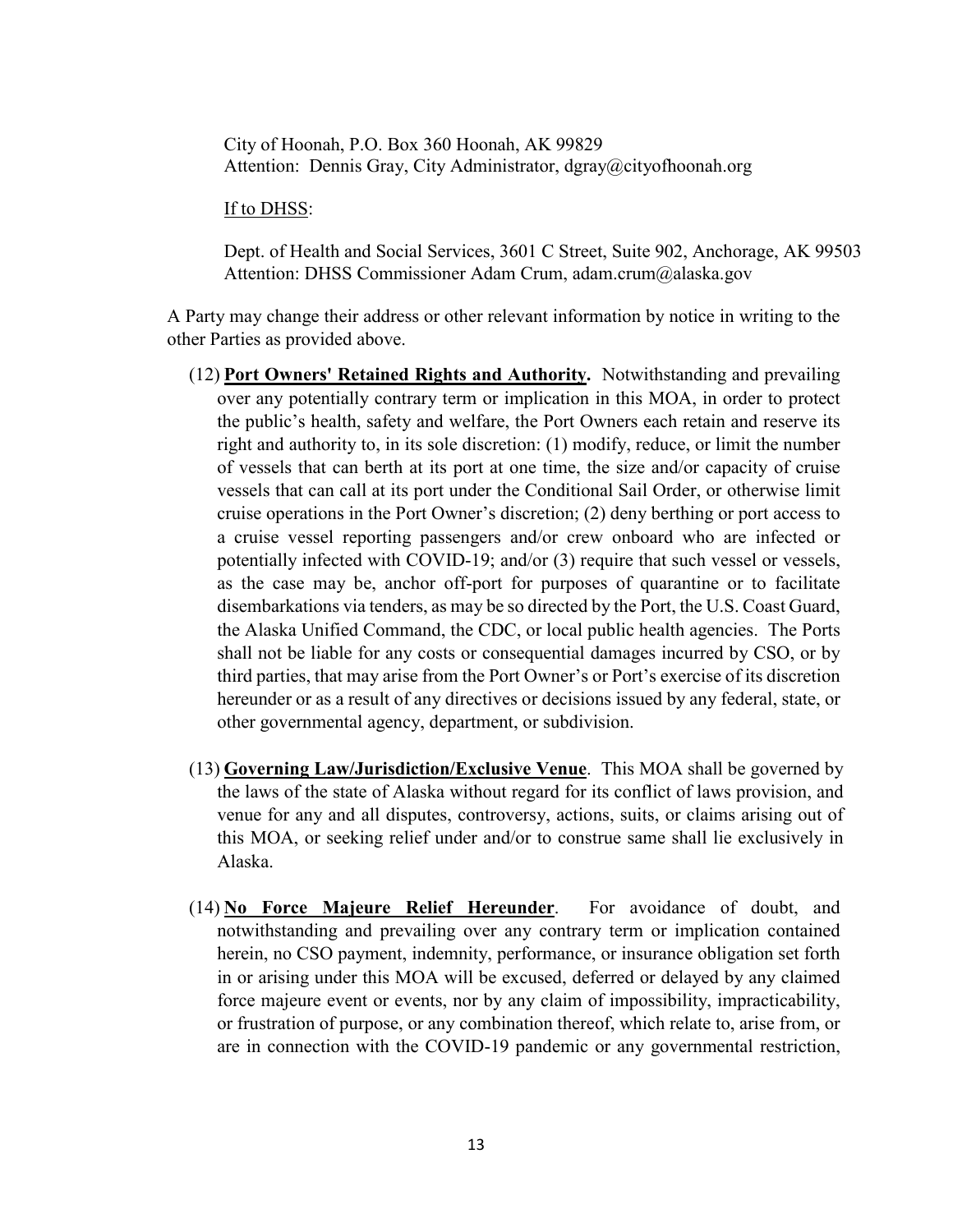City of Hoonah, P.O. Box 360 Hoonah, AK 99829
Attention: Dennis Gray, City Administrator, dgray@cityofhoonah.org

<u>If to DHSS</u>:

Dept. of Health and Social Services, 3601 C Street, Suite 902, Anchorage, AK 99503
Attention: DHSS Commissioner Adam Crum, adam.crum@alaska.gov

A Party may change their address or other relevant information by notice in writing to the other Parties as provided above.

(12) **<u>Port Owners' Retained Rights and Authority</u>.** Notwithstanding and prevailing over any potentially contrary term or implication in this MOA, in order to protect the public's health, safety and welfare, the Port Owners each retain and reserve its right and authority to, in its sole discretion: (1) modify, reduce, or limit the number of vessels that can berth at its port at one time, the size and/or capacity of cruise vessels that can call at its port under the Conditional Sail Order, or otherwise limit cruise operations in the Port Owner's discretion; (2) deny berthing or port access to a cruise vessel reporting passengers and/or crew onboard who are infected or potentially infected with COVID-19; and/or (3) require that such vessel or vessels, as the case may be, anchor off-port for purposes of quarantine or to facilitate disembarkations via tenders, as may be so directed by the Port, the U.S. Coast Guard, the Alaska Unified Command, the CDC, or local public health agencies. The Ports shall not be liable for any costs or consequential damages incurred by CSO, or by third parties, that may arise from the Port Owner's or Port's exercise of its discretion hereunder or as a result of any directives or decisions issued by any federal, state, or other governmental agency, department, or subdivision.

(13) **<u>Governing Law/Jurisdiction/Exclusive Venue</u>**. This MOA shall be governed by the laws of the state of Alaska without regard for its conflict of laws provision, and venue for any and all disputes, controversy, actions, suits, or claims arising out of this MOA, or seeking relief under and/or to construe same shall lie exclusively in Alaska.

(14) **<u>No Force Majeure Relief Hereunder</u>**. For avoidance of doubt, and notwithstanding and prevailing over any contrary term or implication contained herein, no CSO payment, indemnity, performance, or insurance obligation set forth in or arising under this MOA will be excused, deferred or delayed by any claimed force majeure event or events, nor by any claim of impossibility, impracticability, or frustration of purpose, or any combination thereof, which relate to, arise from, or are in connection with the COVID-19 pandemic or any governmental restriction,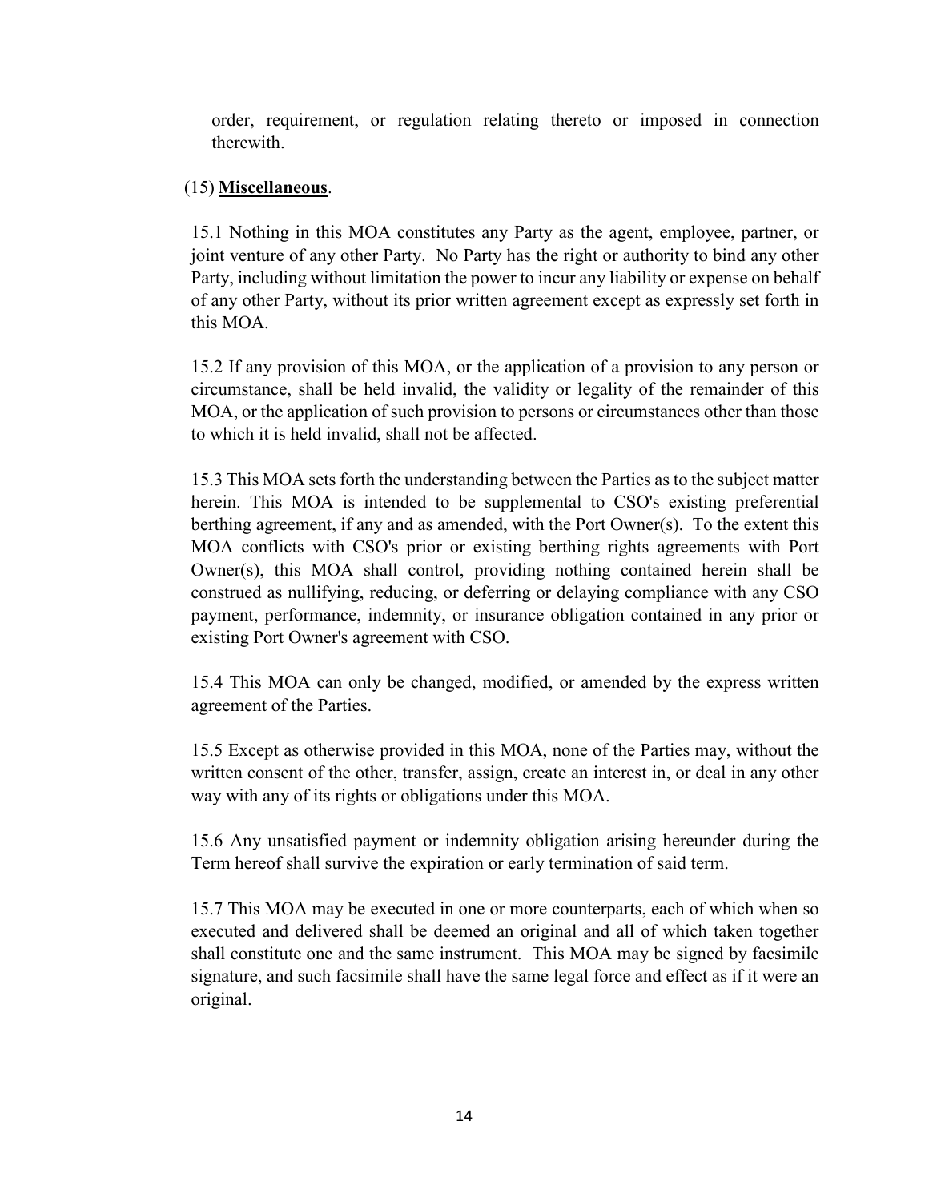order, requirement, or regulation relating thereto or imposed in connection therewith.

(15) **Miscellaneous**.

15.1 Nothing in this MOA constitutes any Party as the agent, employee, partner, or joint venture of any other Party. No Party has the right or authority to bind any other Party, including without limitation the power to incur any liability or expense on behalf of any other Party, without its prior written agreement except as expressly set forth in this MOA.

15.2 If any provision of this MOA, or the application of a provision to any person or circumstance, shall be held invalid, the validity or legality of the remainder of this MOA, or the application of such provision to persons or circumstances other than those to which it is held invalid, shall not be affected.

15.3 This MOA sets forth the understanding between the Parties as to the subject matter herein. This MOA is intended to be supplemental to CSO's existing preferential berthing agreement, if any and as amended, with the Port Owner(s). To the extent this MOA conflicts with CSO's prior or existing berthing rights agreements with Port Owner(s), this MOA shall control, providing nothing contained herein shall be construed as nullifying, reducing, or deferring or delaying compliance with any CSO payment, performance, indemnity, or insurance obligation contained in any prior or existing Port Owner's agreement with CSO.

15.4 This MOA can only be changed, modified, or amended by the express written agreement of the Parties.

15.5 Except as otherwise provided in this MOA, none of the Parties may, without the written consent of the other, transfer, assign, create an interest in, or deal in any other way with any of its rights or obligations under this MOA.

15.6 Any unsatisfied payment or indemnity obligation arising hereunder during the Term hereof shall survive the expiration or early termination of said term.

15.7 This MOA may be executed in one or more counterparts, each of which when so executed and delivered shall be deemed an original and all of which taken together shall constitute one and the same instrument. This MOA may be signed by facsimile signature, and such facsimile shall have the same legal force and effect as if it were an original.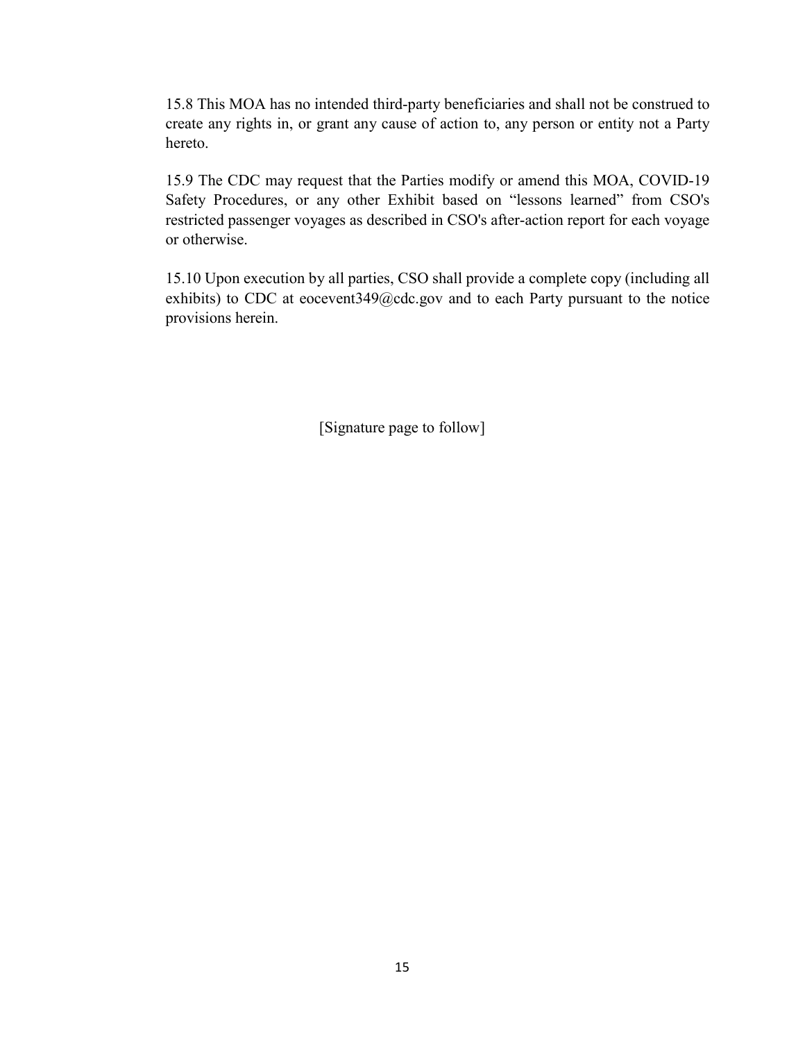15.8 This MOA has no intended third-party beneficiaries and shall not be construed to create any rights in, or grant any cause of action to, any person or entity not a Party hereto.

15.9 The CDC may request that the Parties modify or amend this MOA, COVID-19 Safety Procedures, or any other Exhibit based on "lessons learned" from CSO's restricted passenger voyages as described in CSO's after-action report for each voyage or otherwise.

15.10 Upon execution by all parties, CSO shall provide a complete copy (including all exhibits) to CDC at eocevent349@cdc.gov and to each Party pursuant to the notice provisions herein.

[Signature page to follow]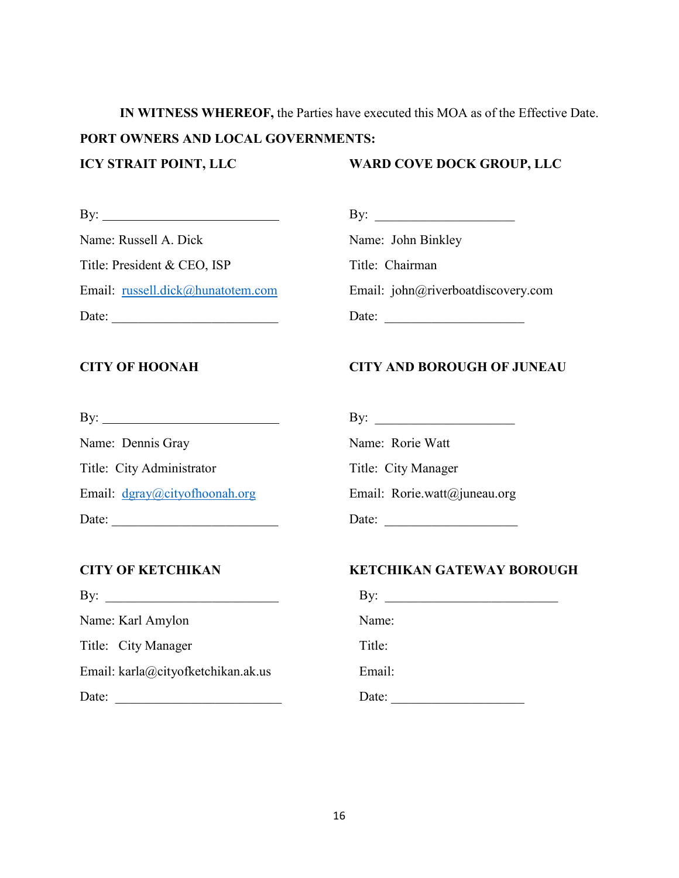**IN WITNESS WHEREOF,** the Parties have executed this MOA as of the Effective Date.

**PORT OWNERS AND LOCAL GOVERNMENTS:**

**ICY STRAIT POINT, LLC**

By: ___________________________

Name: Russell A. Dick

Title: President & CEO, ISP

Email: russell.dick@hunatotem.com

Date: _________________________

**WARD COVE DOCK GROUP, LLC**

By: _____________________

Name: John Binkley

Title: Chairman

Email: john@riverboatdiscovery.com

Date: _____________________

**CITY OF HOONAH**

By: ___________________________

Name: Dennis Gray

Title: City Administrator

Email: dgray@cityofhoonah.org

Date: _________________________

**CITY AND BOROUGH OF JUNEAU**

By: _____________________

Name: Rorie Watt

Title: City Manager

Email: Rorie.watt@juneau.org

Date: ____________________

**CITY OF KETCHIKAN**

By: __________________________

Name: Karl Amylon

Title: City Manager

Email: karla@cityofketchikan.ak.us

Date: _________________________

**KETCHIKAN GATEWAY BOROUGH**

By: ___________________________

Name:

Title:

Email:

Date: ____________________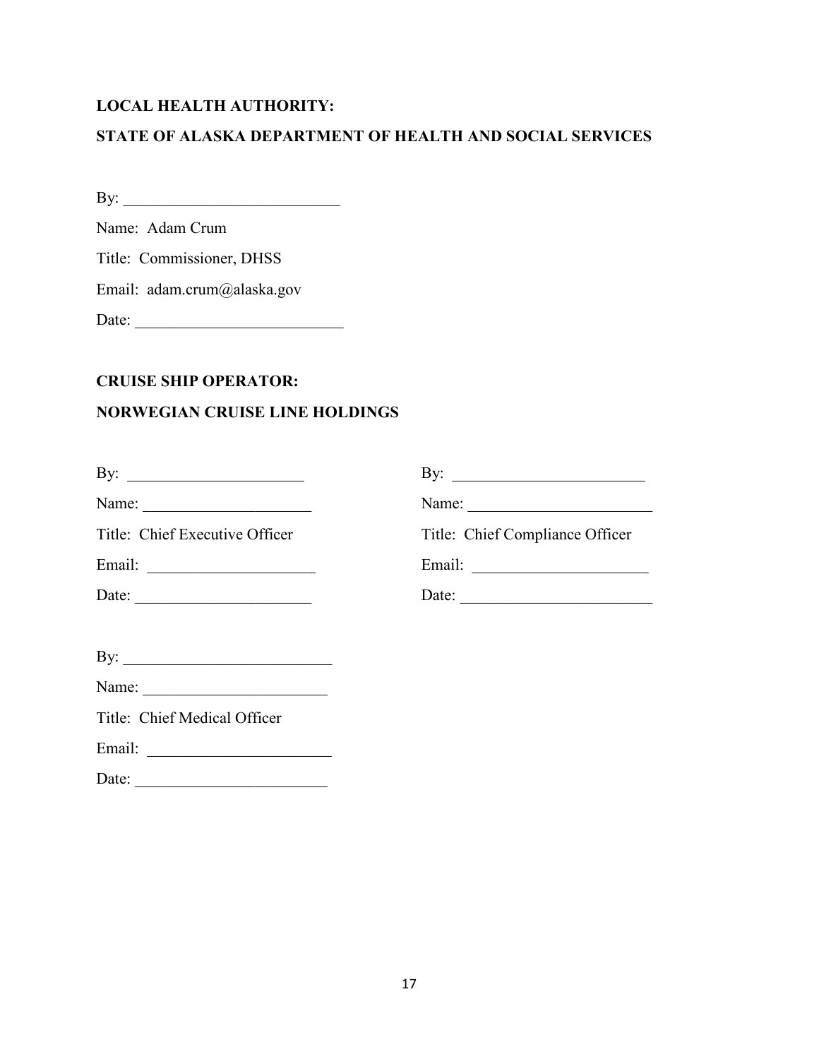**LOCAL HEALTH AUTHORITY:**

**STATE OF ALASKA DEPARTMENT OF HEALTH AND SOCIAL SERVICES**

By: ___________________________

Name: Adam Crum

Title: Commissioner, DHSS

Email: adam.crum@alaska.gov

Date: __________________________

**CRUISE SHIP OPERATOR:**

**NORWEGIAN CRUISE LINE HOLDINGS**

By: ______________________

Name: _____________________

Title: Chief Executive Officer

Email: _____________________

Date: ______________________

By: ________________________

Name: _______________________

Title: Chief Compliance Officer

Email: ______________________

Date: ________________________

By: __________________________

Name: _______________________

Title: Chief Medical Officer

Email: _______________________

Date: ________________________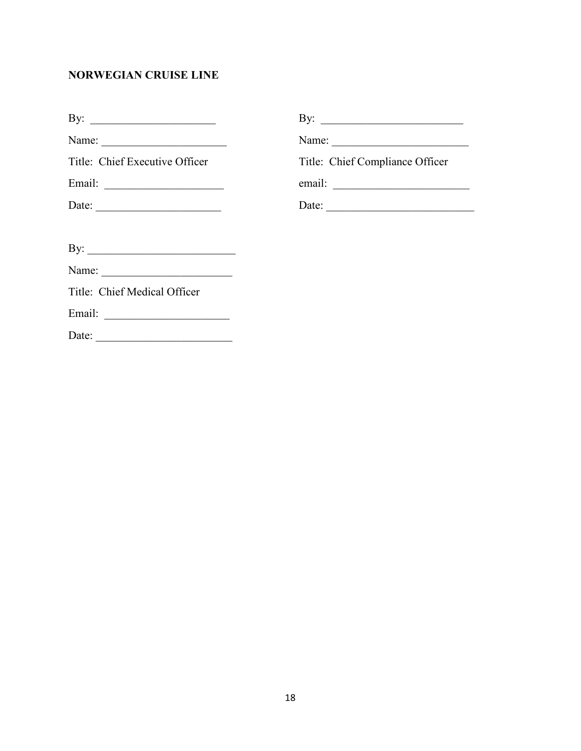**NORWEGIAN CRUISE LINE**

By: ______________________

Name: ______________________

Title: Chief Executive Officer

Email: ____________________

Date: ______________________

By: ________________________

Name: ______________________

Title: Chief Compliance Officer

email: ______________________

Date: __________________________

By: __________________________

Name: _______________________

Title: Chief Medical Officer

Email: _____________________

Date: ________________________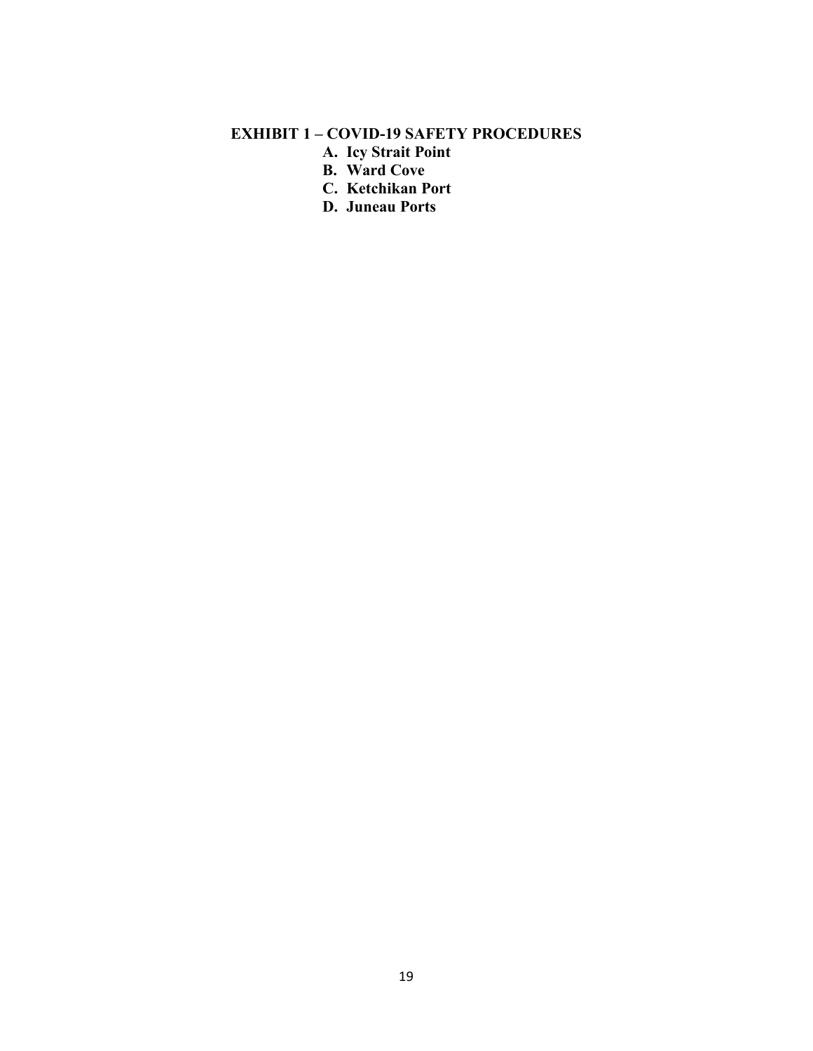## EXHIBIT 1 – COVID-19 SAFETY PROCEDURES

**A. Icy Strait Point**
**B. Ward Cove**
**C. Ketchikan Port**
**D. Juneau Ports**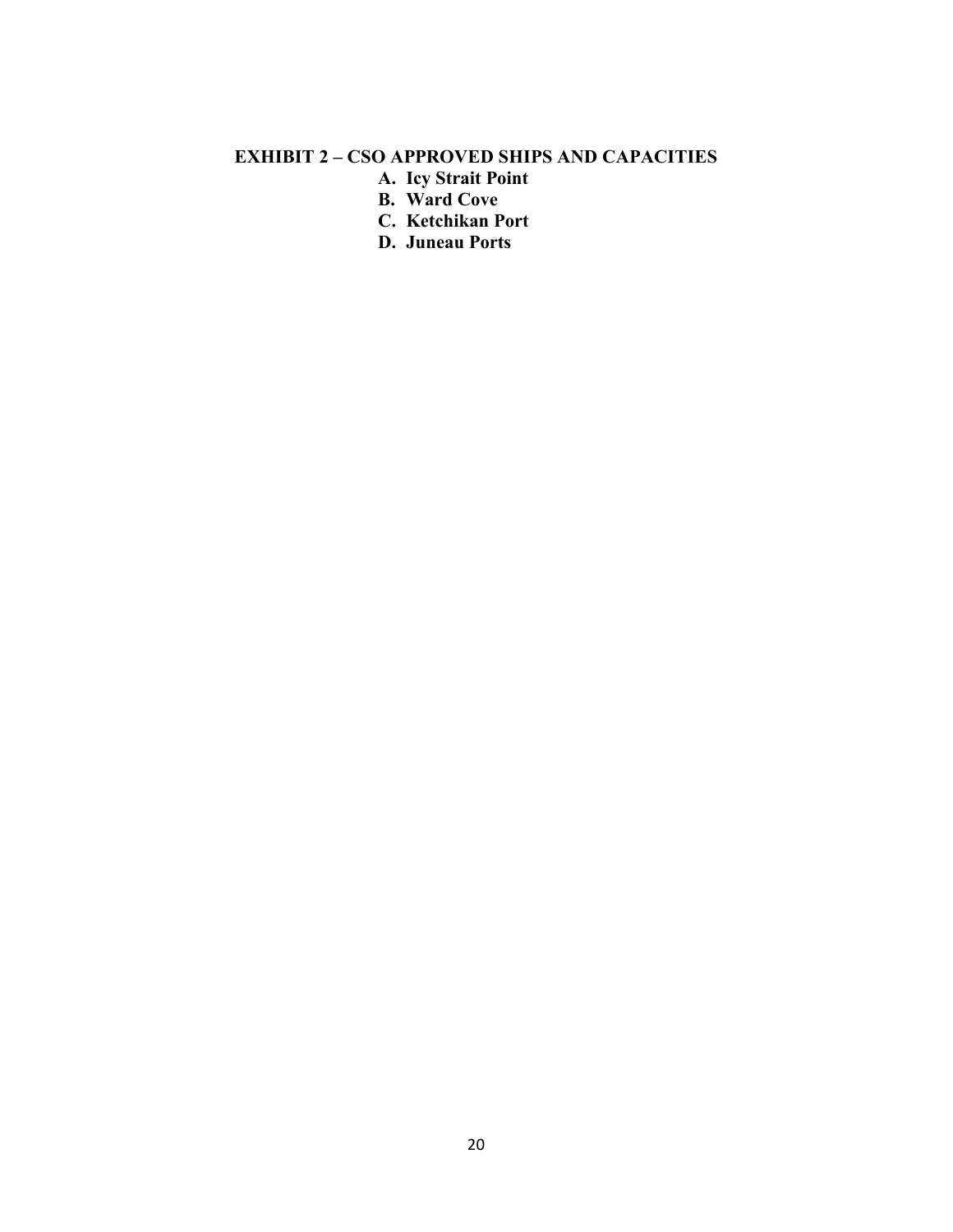## EXHIBIT 2 – CSO APPROVED SHIPS AND CAPACITIES

**A. Icy Strait Point**
**B. Ward Cove**
**C. Ketchikan Port**
**D. Juneau Ports**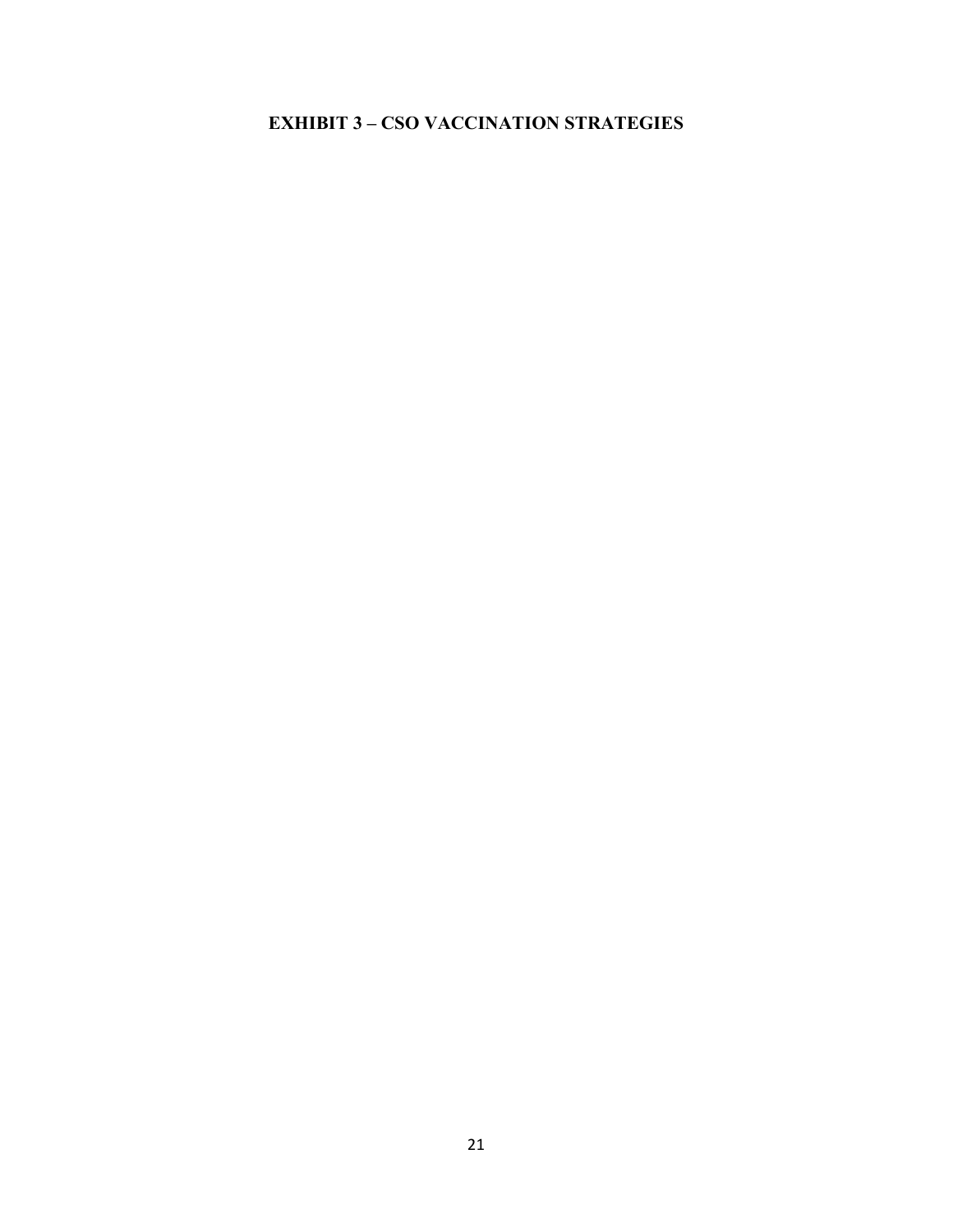# EXHIBIT 3 – CSO VACCINATION STRATEGIES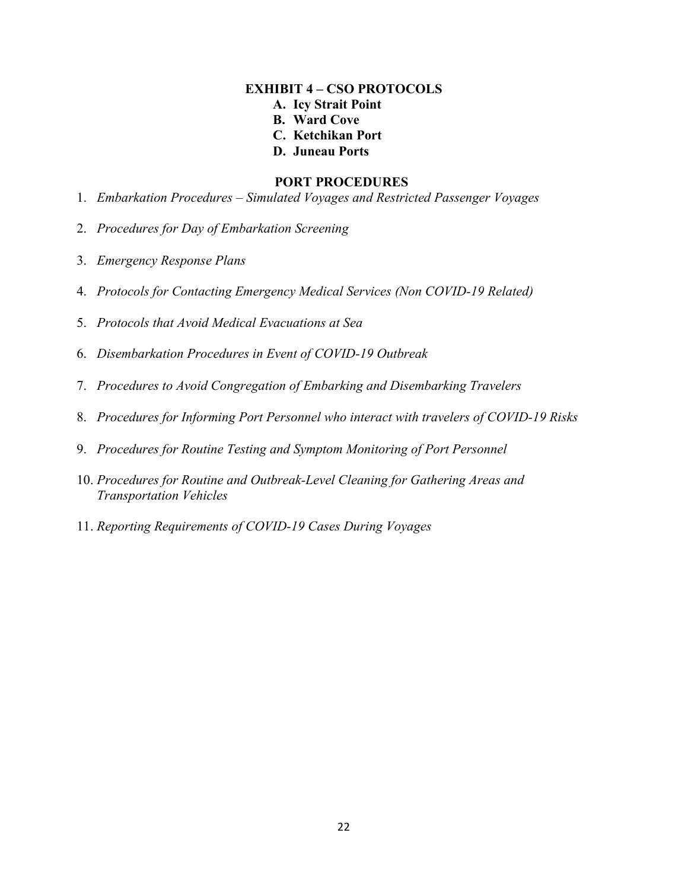## EXHIBIT 4 – CSO PROTOCOLS

**A. Icy Strait Point**
**B. Ward Cove**
**C. Ketchikan Port**
**D. Juneau Ports**

### PORT PROCEDURES

1. *Embarkation Procedures – Simulated Voyages and Restricted Passenger Voyages*
2. *Procedures for Day of Embarkation Screening*
3. *Emergency Response Plans*
4. *Protocols for Contacting Emergency Medical Services (Non COVID-19 Related)*
5. *Protocols that Avoid Medical Evacuations at Sea*
6. *Disembarkation Procedures in Event of COVID-19 Outbreak*
7. *Procedures to Avoid Congregation of Embarking and Disembarking Travelers*
8. *Procedures for Informing Port Personnel who interact with travelers of COVID-19 Risks*
9. *Procedures for Routine Testing and Symptom Monitoring of Port Personnel*
10. *Procedures for Routine and Outbreak-Level Cleaning for Gathering Areas and Transportation Vehicles*
11. *Reporting Requirements of COVID-19 Cases During Voyages*